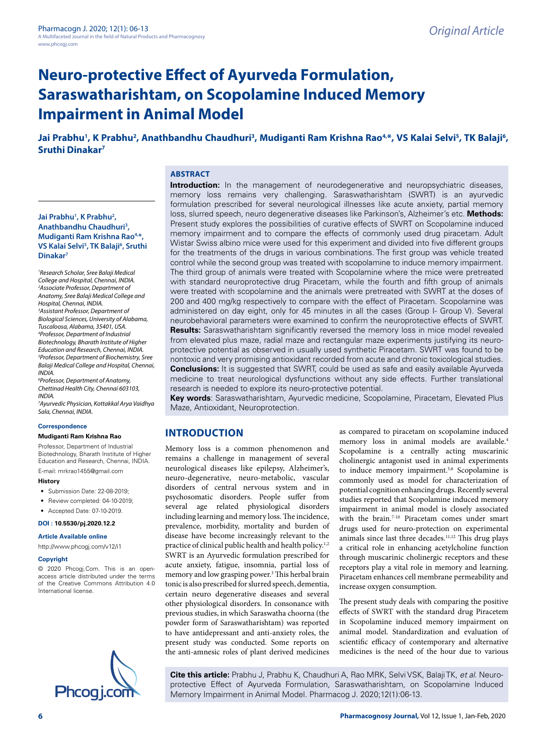*Original Article*

# Neuro-protective Effect of Ayurveda Formulation, Saraswatharishtam, on Scopolamine Induced Memory Impairment in Animal Model

**Jai Prabhu[1], K Prabhu[2], Anathbandhu Chaudhuri[3], Mudiganti Ram Krishna Rao[4,*], VS Kalai Selvi[5], TK Balaji[6], Sruthi Dinakar[7]**

## ABSTRACT

**Introduction:** In the management of neurodegenerative and neuropsychiatric diseases, memory loss remains very challenging. Saraswatharishtam (SWRT) is an ayurvedic formulation prescribed for several neurological illnesses like acute anxiety, partial memory loss, slurred speech, neuro degenerative diseases like Parkinson's, Alzheimer's etc. **Methods:** Present study explores the possibilities of curative effects of SWRT on Scopolamine induced memory impairment and to compare the effects of commonly used drug piracetam. Adult Wistar Swiss albino mice were used for this experiment and divided into five different groups for the treatments of the drugs in various combinations. The first group was vehicle treated control while the second group was treated with scopolamine to induce memory impairment. The third group of animals were treated with Scopolamine where the mice were pretreated with standard neuroprotective drug Piracetam, while the fourth and fifth group of animals were treated with scopolamine and the animals were pretreated with SWRT at the doses of 200 and 400 mg/kg respectively to compare with the effect of Piracetam. Scopolamine was administered on day eight, only for 45 minutes in all the cases (Group I- Group V). Several neurobehavioral parameters were examined to confirm the neuroprotective effects of SWRT. **Results:** Saraswatharishtam significantly reversed the memory loss in mice model revealed from elevated plus maze, radial maze and rectangular maze experiments justifying its neuro-protective potential as observed in usually used synthetic Piracetam. SWRT was found to be nontoxic and very promising antioxidant recorded from acute and chronic toxicological studies. **Conclusions:** It is suggested that SWRT, could be used as safe and easily available Ayurveda medicine to treat neurological dysfunctions without any side effects. Further translational research is needed to explore its neuro-protective potential.

**Key words**: Saraswatharishtam, Ayurvedic medicine, Scopolamine, Piracetam, Elevated Plus Maze, Antioxidant, Neuroprotection.

**Jai Prabhu[1], K Prabhu[2], Anathbandhu Chaudhuri[3], Mudiganti Ram Krishna Rao[4,*], VS Kalai Selvi[5], TK Balaji[6], Sruthi Dinakar[7]**

[1]*Research Scholar, Sree Balaji Medical College and Hospital, Chennai, INDIA.*
[2]*Associate Professor, Department of Anatomy, Sree Balaji Medical College and Hospital, Chennai, INDIA.*
[3]*Assistant Professor, Department of Biological Sciences, University of Alabama, Tuscaloosa, Alabama, 35401, USA.*
[4]*Professor, Department of Industrial Biotechnology, Bharath Institute of Higher Education and Research, Chennai, INDIA.*
[5]*Professor, Department of Biochemistry, Sree Balaji Medical College and Hospital, Chennai, INDIA.*
[6]*Professor, Department of Anatomy, Chettinad Health City, Chennai 603103, INDIA.*
[7]*Ayurvedic Physician, Kottakkal Arya Vaidhya Sala, Chennai, INDIA.*

**Correspondence**

**Mudiganti Ram Krishna Rao**

Professor, Department of Industrial Biotechnology, Bharath Institute of Higher Education and Research, Chennai, INDIA.

E-mail: mrkrao1455@gmail.com

**History**

- Submission Date: 22-08-2019;
- Review completed: 04-10-2019;
- Accepted Date: 07-10-2019.

**DOI : 10.5530/pj.2020.12.2**

**Article Available online**

http://www.phcogj.com/v12/i1

**Copyright**

© 2020 Phcogj.Com. This is an open-access article distributed under the terms of the Creative Commons Attribution 4.0 International license.

## INTRODUCTION

Memory loss is a common phenomenon and remains a challenge in management of several neurological diseases like epilepsy, Alzheimer's, neuro-degenerative, neuro-metabolic, vascular disorders of central nervous system and in psychosomatic disorders. People suffer from several age related physiological disorders including learning and memory loss. The incidence, prevalence, morbidity, mortality and burden of disease have become increasingly relevant to the practice of clinical public health and health policy.[1,2] SWRT is an Ayurvedic formulation prescribed for acute anxiety, fatigue, insomnia, partial loss of memory and low grasping power.[3] This herbal brain tonic is also prescribed for slurred speech, dementia, certain neuro degenerative diseases and several other physiological disorders. In consonance with previous studies, in which Saraswatha choorna (the powder form of Saraswatharishtam) was reported to have antidepressant and anti-anxiety roles, the present study was conducted. Some reports on the anti-amnesic roles of plant derived medicines as compared to piracetam on scopolamine induced memory loss in animal models are available.[4] Scopolamine is a centrally acting muscarinic cholinergic antagonist used in animal experiments to induce memory impairment.[5,6] Scopolamine is commonly used as model for characterization of potential cognition enhancing drugs. Recently several studies reported that Scopolamine induced memory impairment in animal model is closely associated with the brain.[7-10] Piracetam comes under smart drugs used for neuro-protection on experimental animals since last three decades.[11,12] This drug plays a critical role in enhancing acetylcholine function through muscarinic cholinergic receptors and these receptors play a vital role in memory and learning. Piracetam enhances cell membrane permeability and increase oxygen consumption.

The present study deals with comparing the positive effects of SWRT with the standard drug Piracetem in Scopolamine induced memory impairment on animal model. Standardization and evaluation of scientific efficacy of contemporary and alternative medicines is the need of the hour due to various

**Cite this article:** Prabhu J, Prabhu K, Chaudhuri A, Rao MRK, Selvi VSK, Balaji TK, *et al.* Neuro-protective Effect of Ayurveda Formulation, Saraswatharishtam, on Scopolamine Induced Memory Impairment in Animal Model. Pharmacog J. 2020;12(1):06-13.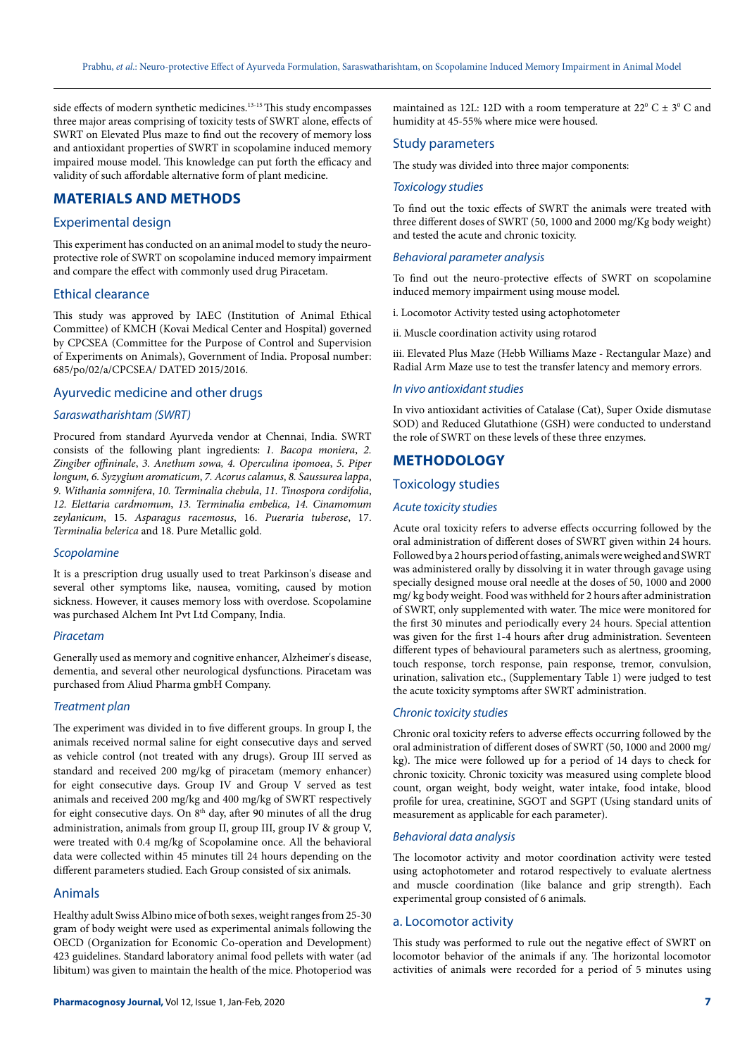side effects of modern synthetic medicines.[13-15] This study encompasses three major areas comprising of toxicity tests of SWRT alone, effects of SWRT on Elevated Plus maze to find out the recovery of memory loss and antioxidant properties of SWRT in scopolamine induced memory impaired mouse model. This knowledge can put forth the efficacy and validity of such affordable alternative form of plant medicine.

## MATERIALS AND METHODS

### Experimental design

This experiment has conducted on an animal model to study the neuro-protective role of SWRT on scopolamine induced memory impairment and compare the effect with commonly used drug Piracetam.

### Ethical clearance

This study was approved by IAEC (Institution of Animal Ethical Committee) of KMCH (Kovai Medical Center and Hospital) governed by CPCSEA (Committee for the Purpose of Control and Supervision of Experiments on Animals), Government of India. Proposal number: 685/po/02/a/CPCSEA/ DATED 2015/2016.

### Ayurvedic medicine and other drugs

#### *Saraswatharishtam (SWRT)*

Procured from standard Ayurveda vendor at Chennai, India. SWRT consists of the following plant ingredients: *1. Bacopa moniera*, *2. Zingiber offininale*, *3. Anethum sowa, 4. Operculina ipomoea*, *5. Piper longum, 6. Syzygium aromaticum*, *7. Acorus calamus*, *8. Saussurea lappa*, *9. Withania somnifera*, *10. Terminalia chebula*, *11. Tinospora cordifolia*, *12. Elettaria cardmomum*, *13. Terminalia embelica, 14. Cinamomum zeylanicum*, 15. *Asparagus racemosus*, 16. *Pueraria tuberose*, 17. *Terminalia belerica* and 18. Pure Metallic gold.

#### *Scopolamine*

It is a prescription drug usually used to treat Parkinson's disease and several other symptoms like, nausea, vomiting, caused by motion sickness. However, it causes memory loss with overdose. Scopolamine was purchased Alchem Int Pvt Ltd Company, India.

#### *Piracetam*

Generally used as memory and cognitive enhancer, Alzheimer's disease, dementia, and several other neurological dysfunctions. Piracetam was purchased from Aliud Pharma gmbH Company.

#### *Treatment plan*

The experiment was divided in to five different groups. In group I, the animals received normal saline for eight consecutive days and served as vehicle control (not treated with any drugs). Group III served as standard and received 200 mg/kg of piracetam (memory enhancer) for eight consecutive days. Group IV and Group V served as test animals and received 200 mg/kg and 400 mg/kg of SWRT respectively for eight consecutive days. On 8[th] day, after 90 minutes of all the drug administration, animals from group II, group III, group IV & group V, were treated with 0.4 mg/kg of Scopolamine once. All the behavioral data were collected within 45 minutes till 24 hours depending on the different parameters studied. Each Group consisted of six animals.

### Animals

Healthy adult Swiss Albino mice of both sexes, weight ranges from 25-30 gram of body weight were used as experimental animals following the OECD (Organization for Economic Co-operation and Development) 423 guidelines. Standard laboratory animal food pellets with water (ad libitum) was given to maintain the health of the mice. Photoperiod was maintained as 12L: 12D with a room temperature at $22^0$ C ± $3^0$ C and humidity at 45-55% where mice were housed.

### Study parameters

The study was divided into three major components:

#### *Toxicology studies*

To find out the toxic effects of SWRT the animals were treated with three different doses of SWRT (50, 1000 and 2000 mg/Kg body weight) and tested the acute and chronic toxicity.

#### *Behavioral parameter analysis*

To find out the neuro-protective effects of SWRT on scopolamine induced memory impairment using mouse model.

i. Locomotor Activity tested using actophotometer

ii. Muscle coordination activity using rotarod

iii. Elevated Plus Maze (Hebb Williams Maze - Rectangular Maze) and Radial Arm Maze use to test the transfer latency and memory errors.

#### *In vivo antioxidant studies*

In vivo antioxidant activities of Catalase (Cat), Super Oxide dismutase SOD) and Reduced Glutathione (GSH) were conducted to understand the role of SWRT on these levels of these three enzymes.

## METHODOLOGY

### Toxicology studies

#### *Acute toxicity studies*

Acute oral toxicity refers to adverse effects occurring followed by the oral administration of different doses of SWRT given within 24 hours. Followed by a 2 hours period of fasting, animals were weighed and SWRT was administered orally by dissolving it in water through gavage using specially designed mouse oral needle at the doses of 50, 1000 and 2000 mg/ kg body weight. Food was withheld for 2 hours after administration of SWRT, only supplemented with water. The mice were monitored for the first 30 minutes and periodically every 24 hours. Special attention was given for the first 1-4 hours after drug administration. Seventeen different types of behavioural parameters such as alertness, grooming, touch response, torch response, pain response, tremor, convulsion, urination, salivation etc., (Supplementary Table 1) were judged to test the acute toxicity symptoms after SWRT administration.

#### *Chronic toxicity studies*

Chronic oral toxicity refers to adverse effects occurring followed by the oral administration of different doses of SWRT (50, 1000 and 2000 mg/ kg). The mice were followed up for a period of 14 days to check for chronic toxicity. Chronic toxicity was measured using complete blood count, organ weight, body weight, water intake, food intake, blood profile for urea, creatinine, SGOT and SGPT (Using standard units of measurement as applicable for each parameter).

#### *Behavioral data analysis*

The locomotor activity and motor coordination activity were tested using actophotometer and rotarod respectively to evaluate alertness and muscle coordination (like balance and grip strength). Each experimental group consisted of 6 animals.

### a. Locomotor activity

This study was performed to rule out the negative effect of SWRT on locomotor behavior of the animals if any. The horizontal locomotor activities of animals were recorded for a period of 5 minutes using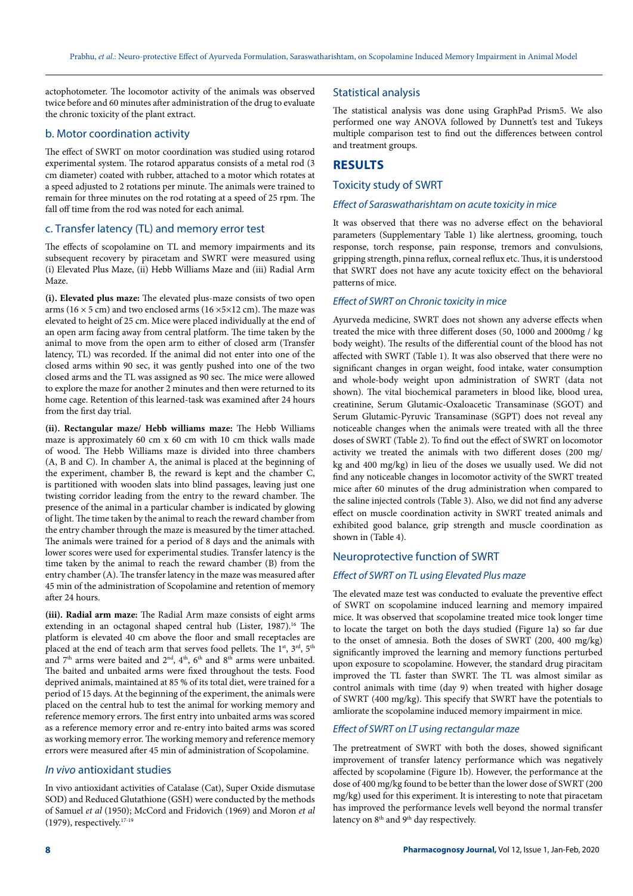actophotometer. The locomotor activity of the animals was observed twice before and 60 minutes after administration of the drug to evaluate the chronic toxicity of the plant extract.

### b. Motor coordination activity

The effect of SWRT on motor coordination was studied using rotarod experimental system. The rotarod apparatus consists of a metal rod (3 cm diameter) coated with rubber, attached to a motor which rotates at a speed adjusted to 2 rotations per minute. The animals were trained to remain for three minutes on the rod rotating at a speed of 25 rpm. The fall off time from the rod was noted for each animal.

### c. Transfer latency (TL) and memory error test

The effects of scopolamine on TL and memory impairments and its subsequent recovery by piracetam and SWRT were measured using (i) Elevated Plus Maze, (ii) Hebb Williams Maze and (iii) Radial Arm Maze.

**(i). Elevated plus maze:** The elevated plus-maze consists of two open arms (16 × 5 cm) and two enclosed arms (16 ×5×12 cm). The maze was elevated to height of 25 cm. Mice were placed individually at the end of an open arm facing away from central platform. The time taken by the animal to move from the open arm to either of closed arm (Transfer latency, TL) was recorded. If the animal did not enter into one of the closed arms within 90 sec, it was gently pushed into one of the two closed arms and the TL was assigned as 90 sec. The mice were allowed to explore the maze for another 2 minutes and then were returned to its home cage. Retention of this learned-task was examined after 24 hours from the first day trial.

**(ii). Rectangular maze/ Hebb williams maze:** The Hebb Williams maze is approximately 60 cm x 60 cm with 10 cm thick walls made of wood. The Hebb Williams maze is divided into three chambers (A, B and C). In chamber A, the animal is placed at the beginning of the experiment, chamber B, the reward is kept and the chamber C, is partitioned with wooden slats into blind passages, leaving just one twisting corridor leading from the entry to the reward chamber. The presence of the animal in a particular chamber is indicated by glowing of light. The time taken by the animal to reach the reward chamber from the entry chamber through the maze is measured by the timer attached. The animals were trained for a period of 8 days and the animals with lower scores were used for experimental studies. Transfer latency is the time taken by the animal to reach the reward chamber (B) from the entry chamber (A). The transfer latency in the maze was measured after 45 min of the administration of Scopolamine and retention of memory after 24 hours.

**(iii). Radial arm maze:** The Radial Arm maze consists of eight arms extending in an octagonal shaped central hub (Lister, 1987).[16] The platform is elevated 40 cm above the floor and small receptacles are placed at the end of teach arm that serves food pellets. The 1st, 3rd, 5th and 7th arms were baited and 2nd, 4th, 6th and 8th arms were unbaited. The baited and unbaited arms were fixed throughout the tests. Food deprived animals, maintained at 85 % of its total diet, were trained for a period of 15 days. At the beginning of the experiment, the animals were placed on the central hub to test the animal for working memory and reference memory errors. The first entry into unbaited arms was scored as a reference memory error and re-entry into baited arms was scored as working memory error. The working memory and reference memory errors were measured after 45 min of administration of Scopolamine.

### *In vivo* antioxidant studies

In vivo antioxidant activities of Catalase (Cat), Super Oxide dismutase SOD) and Reduced Glutathione (GSH) were conducted by the methods of Samuel *et al* (1950); McCord and Fridovich (1969) and Moron *et al* (1979), respectively.[17-19]

### Statistical analysis

The statistical analysis was done using GraphPad Prism5. We also performed one way ANOVA followed by Dunnett's test and Tukeys multiple comparison test to find out the differences between control and treatment groups.

## RESULTS

### Toxicity study of SWRT

#### *Effect of Saraswatharishtam on acute toxicity in mice*

It was observed that there was no adverse effect on the behavioral parameters (Supplementary Table 1) like alertness, grooming, touch response, torch response, pain response, tremors and convulsions, gripping strength, pinna reflux, corneal reflux etc. Thus, it is understood that SWRT does not have any acute toxicity effect on the behavioral patterns of mice.

#### *Effect of SWRT on Chronic toxicity in mice*

Ayurveda medicine, SWRT does not shown any adverse effects when treated the mice with three different doses (50, 1000 and 2000mg / kg body weight). The results of the differential count of the blood has not affected with SWRT (Table 1). It was also observed that there were no significant changes in organ weight, food intake, water consumption and whole-body weight upon administration of SWRT (data not shown). The vital biochemical parameters in blood like, blood urea, creatinine, Serum Glutamic-Oxaloacetic Transaminase (SGOT) and Serum Glutamic-Pyruvic Transaminase (SGPT) does not reveal any noticeable changes when the animals were treated with all the three doses of SWRT (Table 2). To find out the effect of SWRT on locomotor activity we treated the animals with two different doses (200 mg/kg and 400 mg/kg) in lieu of the doses we usually used. We did not find any noticeable changes in locomotor activity of the SWRT treated mice after 60 minutes of the drug administration when compared to the saline injected controls (Table 3). Also, we did not find any adverse effect on muscle coordination activity in SWRT treated animals and exhibited good balance, grip strength and muscle coordination as shown in (Table 4).

### Neuroprotective function of SWRT

#### *Effect of SWRT on TL using Elevated Plus maze*

The elevated maze test was conducted to evaluate the preventive effect of SWRT on scopolamine induced learning and memory impaired mice. It was observed that scopolamine treated mice took longer time to locate the target on both the days studied (Figure 1a) so far due to the onset of amnesia. Both the doses of SWRT (200, 400 mg/kg) significantly improved the learning and memory functions perturbed upon exposure to scopolamine. However, the standard drug piracitam improved the TL faster than SWRT. The TL was almost similar as control animals with time (day 9) when treated with higher dosage of SWRT (400 mg/kg). This specify that SWRT have the potentials to amliorate the scopolamine induced memory impairment in mice.

#### *Effect of SWRT on LT using rectangular maze*

The pretreatment of SWRT with both the doses, showed significant improvement of transfer latency performance which was negatively affected by scopolamine (Figure 1b). However, the performance at the dose of 400 mg/kg found to be better than the lower dose of SWRT (200 mg/kg) used for this experiment. It is interesting to note that piracetam has improved the performance levels well beyond the normal transfer latency on 8th and 9th day respectively.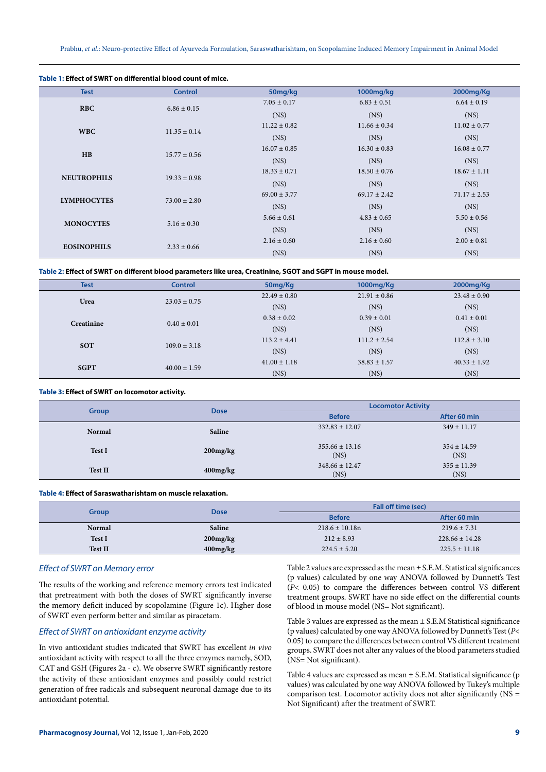**Table 1:** Effect of SWRT on differential blood count of mice.

| Test | Control | 50mg/kg | 1000mg/kg | 2000mg/Kg |
|---|---|---|---|---|
| RBC | 6.86 ± 0.15 | 7.05 ± 0.17 (NS) | 6.83 ± 0.51 (NS) | 6.64 ± 0.19 (NS) |
| WBC | 11.35 ± 0.14 | 11.22 ± 0.82 (NS) | 11.66 ± 0.34 (NS) | 11.02 ± 0.77 (NS) |
| HB | 15.77 ± 0.56 | 16.07 ± 0.85 (NS) | 16.30 ± 0.83 (NS) | 16.08 ± 0.77 (NS) |
| NEUTROPHILS | 19.33 ± 0.98 | 18.33 ± 0.71 (NS) | 18.50 ± 0.76 (NS) | 18.67 ± 1.11 (NS) |
| LYMPHOCYTES | 73.00 ± 2.80 | 69.00 ± 3.77 (NS) | 69.17 ± 2.42 (NS) | 71.17 ± 2.53 (NS) |
| MONOCYTES | 5.16 ± 0.30 | 5.66 ± 0.61 (NS) | 4.83 ± 0.65 (NS) | 5.50 ± 0.56 (NS) |
| EOSINOPHILS | 2.33 ± 0.66 | 2.16 ± 0.60 (NS) | 2.16 ± 0.60 (NS) | 2.00 ± 0.81 (NS) |

**Table 2:** Effect of SWRT on different blood parameters like urea, Creatinine, SGOT and SGPT in mouse model.

| Test | Control | 50mg/Kg | 1000mg/Kg | 2000mg/Kg |
|---|---|---|---|---|
| Urea | 23.03 ± 0.75 | 22.49 ± 0.80 (NS) | 21.91 ± 0.86 (NS) | 23.48 ± 0.90 (NS) |
| Creatinine | 0.40 ± 0.01 | 0.38 ± 0.02 (NS) | 0.39 ± 0.01 (NS) | 0.41 ± 0.01 (NS) |
| SOT | 109.0 ± 3.18 | 113.2 ± 4.41 (NS) | 111.2 ± 2.54 (NS) | 112.8 ± 3.10 (NS) |
| SGPT | 40.00 ± 1.59 | 41.00 ± 1.18 (NS) | 38.83 ± 1.57 (NS) | 40.33 ± 1.92 (NS) |

**Table 3:** Effect of SWRT on locomotor activity.

| Group | Dose | Locomotor Activity | |
|---|---|---|---|
| | | Before | After 60 min |
| Normal | Saline | 332.83 ± 12.07 | 349 ± 11.17 |
| Test I | 200mg/kg | 355.66 ± 13.16 (NS) | 354 ± 14.59 (NS) |
| Test II | 400mg/kg | 348.66 ± 12.47 (NS) | 355 ± 11.39 (NS) |

**Table 4:** Effect of Saraswatharishtam on muscle relaxation.

| Group | Dose | Fall off time (sec) | |
|---|---|---|---|
| | | Before | After 60 min |
| Normal | Saline | 218.6 ± 10.18n | 219.6 ± 7.31 |
| Test I | 200mg/kg | 212 ± 8.93 | 228.66 ± 14.28 |
| Test II | 400mg/kg | 224.5 ± 5.20 | 225.5 ± 11.18 |

### *Effect of SWRT on Memory error*

The results of the working and reference memory errors test indicated that pretreatment with both the doses of SWRT significantly inverse the memory deficit induced by scopolamine (Figure 1c). Higher dose of SWRT even perform better and similar as piracetam.

### *Effect of SWRT on antioxidant enzyme activity*

In vivo antioxidant studies indicated that SWRT has excellent *in vivo* antioxidant activity with respect to all the three enzymes namely, SOD, CAT and GSH (Figures 2a - c). We observe SWRT significantly restore the activity of these antioxidant enzymes and possibly could restrict generation of free radicals and subsequent neuronal damage due to its antioxidant potential.

Table 2 values are expressed as the mean ± S.E.M. Statistical significances (p values) calculated by one way ANOVA followed by Dunnett's Test ($P < 0.05$) to compare the differences between control VS different treatment groups. SWRT have no side effect on the differential counts of blood in mouse model (NS= Not significant).

Table 3 values are expressed as the mean ± S.E.M Statistical significance (p values) calculated by one way ANOVA followed by Dunnett's Test ($P < 0.05$) to compare the differences between control VS different treatment groups. SWRT does not alter any values of the blood parameters studied (NS= Not significant).

Table 4 values are expressed as mean ± S.E.M. Statistical significance (p values) was calculated by one way ANOVA followed by Tukey's multiple comparison test. Locomotor activity does not alter significantly (NS = Not Significant) after the treatment of SWRT.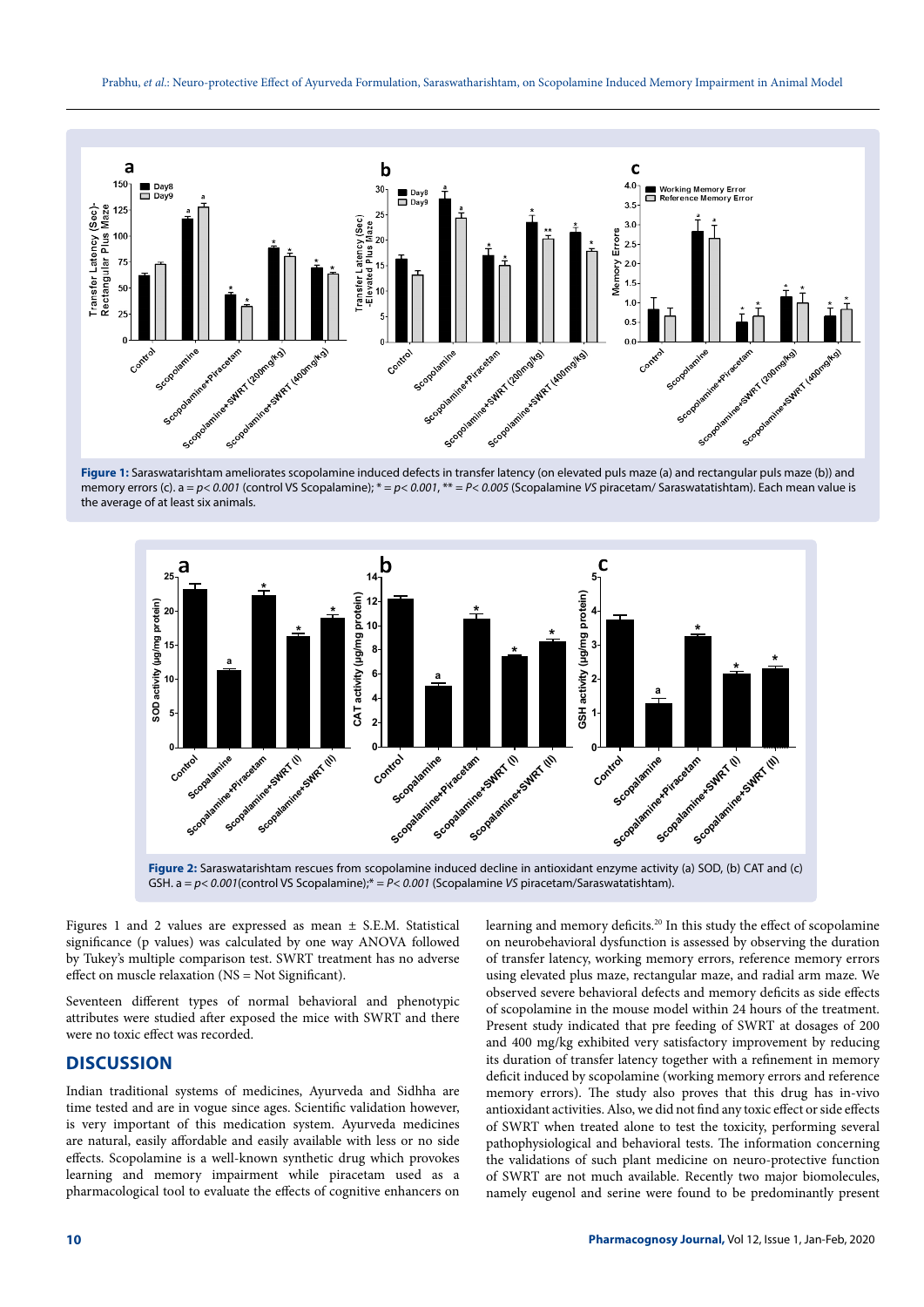**Figure 1:** Saraswatarishtam ameliorates scopolamine induced defects in transfer latency (on elevated puls maze (a) and rectangular puls maze (b)) and memory errors (c). a = $p< 0.001$ (control VS Scopolamine); * = $p< 0.001$, ** = $P< 0.005$ (Scopolamine *VS* piracetam/ Saraswatatishtam). Each mean value is the average of at least six animals.

**Figure 2:** Saraswatarishtam rescues from scopolamine induced decline in antioxidant enzyme activity (a) SOD, (b) CAT and (c) GSH. a = $p< 0.001$(control VS Scopolamine);* = $P< 0.001$ (Scopalamine *VS* piracetam/Saraswatatishtam).

Figures 1 and 2 values are expressed as mean ± S.E.M. Statistical significance (p values) was calculated by one way ANOVA followed by Tukey's multiple comparison test. SWRT treatment has no adverse effect on muscle relaxation (NS = Not Significant).

Seventeen different types of normal behavioral and phenotypic attributes were studied after exposed the mice with SWRT and there were no toxic effect was recorded.

## DISCUSSION

Indian traditional systems of medicines, Ayurveda and Sidhha are time tested and are in vogue since ages. Scientific validation however, is very important of this medication system. Ayurveda medicines are natural, easily affordable and easily available with less or no side effects. Scopolamine is a well-known synthetic drug which provokes learning and memory impairment while piracetam used as a pharmacological tool to evaluate the effects of cognitive enhancers on learning and memory deficits.[20] In this study the effect of scopolamine on neurobehavioral dysfunction is assessed by observing the duration of transfer latency, working memory errors, reference memory errors using elevated plus maze, rectangular maze, and radial arm maze. We observed severe behavioral defects and memory deficits as side effects of scopolamine in the mouse model within 24 hours of the treatment. Present study indicated that pre feeding of SWRT at dosages of 200 and 400 mg/kg exhibited very satisfactory improvement by reducing its duration of transfer latency together with a refinement in memory deficit induced by scopolamine (working memory errors and reference memory errors). The study also proves that this drug has in-vivo antioxidant activities. Also, we did not find any toxic effect or side effects of SWRT when treated alone to test the toxicity, performing several pathophysiological and behavioral tests. The information concerning the validations of such plant medicine on neuro-protective function of SWRT are not much available. Recently two major biomolecules, namely eugenol and serine were found to be predominantly present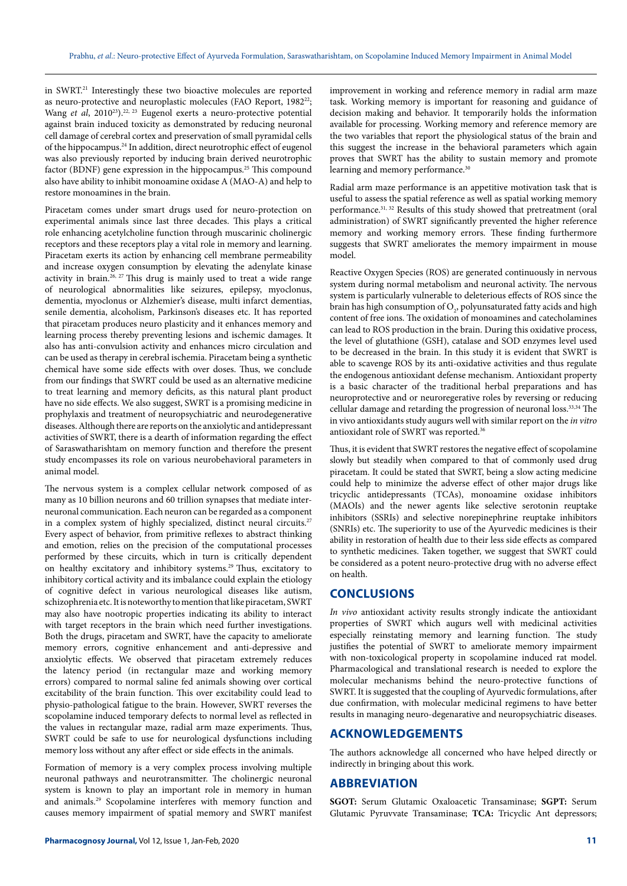in SWRT.[21] Interestingly these two bioactive molecules are reported as neuro-protective and neuroplastic molecules (FAO Report, 1982[22]; Wang *et al*, 2010[23]).[22, 23] Eugenol exerts a neuro-protective potential against brain induced toxicity as demonstrated by reducing neuronal cell damage of cerebral cortex and preservation of small pyramidal cells of the hippocampus.[24] In addition, direct neurotrophic effect of eugenol was also previously reported by inducing brain derived neurotrophic factor (BDNF) gene expression in the hippocampus.[25] This compound also have ability to inhibit monoamine oxidase A (MAO-A) and help to restore monoamines in the brain.

Piracetam comes under smart drugs used for neuro-protection on experimental animals since last three decades. This plays a critical role enhancing acetylcholine function through muscarinic cholinergic receptors and these receptors play a vital role in memory and learning. Piracetam exerts its action by enhancing cell membrane permeability and increase oxygen consumption by elevating the adenylate kinase activity in brain.[26, 27] This drug is mainly used to treat a wide range of neurological abnormalities like seizures, epilepsy, myoclonus, dementia, myoclonus or Alzheimer's disease, multi infarct dementias, senile dementia, alcoholism, Parkinson's diseases etc. It has reported that piracetam produces neuro plasticity and it enhances memory and learning process thereby preventing lesions and ischemic damages. It also has anti-convulsion activity and enhances micro circulation and can be used as therapy in cerebral ischemia. Piracetam being a synthetic chemical have some side effects with over doses. Thus, we conclude from our findings that SWRT could be used as an alternative medicine to treat learning and memory deficits, as this natural plant product have no side effects. We also suggest, SWRT is a promising medicine in prophylaxis and treatment of neuropsychiatric and neurodegenerative diseases. Although there are reports on the anxiolytic and antidepressant activities of SWRT, there is a dearth of information regarding the effect of Saraswatharishtam on memory function and therefore the present study encompasses its role on various neurobehavioral parameters in animal model.

The nervous system is a complex cellular network composed of as many as 10 billion neurons and 60 trillion synapses that mediate inter-neuronal communication. Each neuron can be regarded as a component in a complex system of highly specialized, distinct neural circuits.[27] Every aspect of behavior, from primitive reflexes to abstract thinking and emotion, relies on the precision of the computational processes performed by these circuits, which in turn is critically dependent on healthy excitatory and inhibitory systems.[29] Thus, excitatory to inhibitory cortical activity and its imbalance could explain the etiology of cognitive defect in various neurological diseases like autism, schizophrenia etc. It is noteworthy to mention that like piracetam, SWRT may also have nootropic properties indicating its ability to interact with target receptors in the brain which need further investigations. Both the drugs, piracetam and SWRT, have the capacity to ameliorate memory errors, cognitive enhancement and anti-depressive and anxiolytic effects. We observed that piracetam extremely reduces the latency period (in rectangular maze and working memory errors) compared to normal saline fed animals showing over cortical excitability of the brain function. This over excitability could lead to physio-pathological fatigue to the brain. However, SWRT reverses the scopolamine induced temporary defects to normal level as reflected in the values in rectangular maze, radial arm maze experiments. Thus, SWRT could be safe to use for neurological dysfunctions including memory loss without any after effect or side effects in the animals.

Formation of memory is a very complex process involving multiple neuronal pathways and neurotransmitter. The cholinergic neuronal system is known to play an important role in memory in human and animals.[29] Scopolamine interferes with memory function and causes memory impairment of spatial memory and SWRT manifest improvement in working and reference memory in radial arm maze task. Working memory is important for reasoning and guidance of decision making and behavior. It temporarily holds the information available for processing. Working memory and reference memory are the two variables that report the physiological status of the brain and this suggest the increase in the behavioral parameters which again proves that SWRT has the ability to sustain memory and promote learning and memory performance.[30]

Radial arm maze performance is an appetitive motivation task that is useful to assess the spatial reference as well as spatial working memory performance.[31, 32] Results of this study showed that pretreatment (oral administration) of SWRT significantly prevented the higher reference memory and working memory errors. These finding furthermore suggests that SWRT ameliorates the memory impairment in mouse model.

Reactive Oxygen Species (ROS) are generated continuously in nervous system during normal metabolism and neuronal activity. The nervous system is particularly vulnerable to deleterious effects of ROS since the brain has high consumption of $O_2$, polyunsaturated fatty acids and high content of free ions. The oxidation of monoamines and catecholamines can lead to ROS production in the brain. During this oxidative process, the level of glutathione (GSH), catalase and SOD enzymes level used to be decreased in the brain. In this study it is evident that SWRT is able to scavenge ROS by its anti-oxidative activities and thus regulate the endogenous antioxidant defense mechanism. Antioxidant property is a basic character of the traditional herbal preparations and has neuroprotective and or neuroregerative roles by reversing or reducing cellular damage and retarding the progression of neuronal loss.[33,34] The in vivo antioxidants study augurs well with similar report on the *in vitro* antioxidant role of SWRT was reported.[36]

Thus, it is evident that SWRT restores the negative effect of scopolamine slowly but steadily when compared to that of commonly used drug piracetam. It could be stated that SWRT, being a slow acting medicine could help to minimize the adverse effect of other major drugs like tricyclic antidepressants (TCAs), monoamine oxidase inhibitors (MAOIs) and the newer agents like selective serotonin reuptake inhibitors (SSRIs) and selective norepinephrine reuptake inhibitors (SNRIs) etc. The superiority to use of the Ayurvedic medicines is their ability in restoration of health due to their less side effects as compared to synthetic medicines. Taken together, we suggest that SWRT could be considered as a potent neuro-protective drug with no adverse effect on health.

## CONCLUSIONS

*In vivo* antioxidant activity results strongly indicate the antioxidant properties of SWRT which augurs well with medicinal activities especially reinstating memory and learning function. The study justifies the potential of SWRT to ameliorate memory impairment with non-toxicological property in scopolamine induced rat model. Pharmacological and translational research is needed to explore the molecular mechanisms behind the neuro-protective functions of SWRT. It is suggested that the coupling of Ayurvedic formulations, after due confirmation, with molecular medicinal regimens to have better results in managing neuro-degenarative and neuropsychiatric diseases.

## ACKNOWLEDGEMENTS

The authors acknowledge all concerned who have helped directly or indirectly in bringing about this work.

## ABBREVIATION

**SGOT:** Serum Glutamic Oxaloacetic Transaminase; **SGPT:** Serum Glutamic Pyruvvate Transaminase; **TCA:** Tricyclic Ant depressors;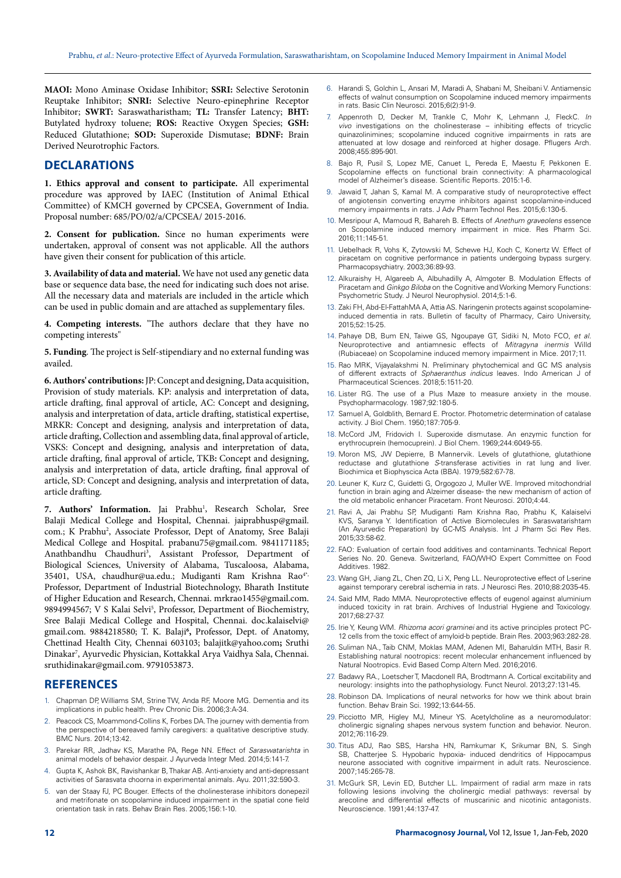**MAOI:** Mono Aminase Oxidase Inhibitor; **SSRI:** Selective Serotonin Reuptake Inhibitor; **SNRI:** Selective Neuro-epinephrine Receptor Inhibitor; **SWRT:** Saraswatharistham; **TL:** Transfer Latency; **BHT:** Butylated hydroxy toluene; **ROS:** Reactive Oxygen Species; **GSH:** Reduced Glutathione; **SOD:** Superoxide Dismutase; **BDNF:** Brain Derived Neurotrophic Factors.

## DECLARATIONS

**1. Ethics approval and consent to participate.** All experimental procedure was approved by IAEC (Institution of Animal Ethical Committee) of KMCH governed by CPCSEA, Government of India. Proposal number: 685/PO/02/a/CPCSEA/ 2015-2016.

**2. Consent for publication.** Since no human experiments were undertaken, approval of consent was not applicable. All the authors have given their consent for publication of this article.

**3. Availability of data and material.** We have not used any genetic data base or sequence data base, the need for indicating such does not arise. All the necessary data and materials are included in the article which can be used in public domain and are attached as supplementary files.

**4. Competing interests.** "The authors declare that they have no competing interests"

**5. Funding**. The project is Self-stipendiary and no external funding was availed.

**6. Authors' contributions:** JP: Concept and designing, Data acquisition, Provision of study materials. KP: analysis and interpretation of data, article drafting, final approval of article, AC: Concept and designing, analysis and interpretation of data, article drafting, statistical expertise, MRKR: Concept and designing, analysis and interpretation of data, article drafting, Collection and assembling data, final approval of article, VSKS: Concept and designing, analysis and interpretation of data, article drafting, final approval of article, TKB**:** Concept and designing, analysis and interpretation of data, article drafting, final approval of article, SD: Concept and designing, analysis and interpretation of data, article drafting.

**7. Authors' Information.** Jai Prabhu[1], Research Scholar, Sree Balaji Medical College and Hospital, Chennai. jaiprabhusp@gmail.com.; K Prabhu[2], Associate Professor, Dept of Anatomy, Sree Balaji Medical College and Hospital. prabanu75@gmail.com. 9841171185; Anathbandhu Chaudhuri[3], Assistant Professor, Department of Biological Sciences, University of Alabama, Tuscaloosa, Alabama, 35401, USA, chaudhur@ua.edu.; Mudiganti Ram Krishna Rao[4*], Professor, Department of Industrial Biotechnology, Bharath Institute of Higher Education and Research, Chennai. mrkrao1455@gmail.com. 9894994567; V S Kalai Selvi[5], Professor, Department of Biochemistry, Sree Balaji Medical College and Hospital, Chennai. doc.kalaiselvi@gmail.com. 9884218580; T. K. Balaji[6]**,** Professor, Dept. of Anatomy, Chettinad Health City, Chennai 603103; balajitk@yahoo.com**;** Sruthi Dinakar[7], Ayurvedic Physician, Kottakkal Arya Vaidhya Sala, Chennai. sruthidinakar@gmail.com. 9791053873.

## REFERENCES

1. Chapman DP, Williams SM, Strine TW, Anda RF, Moore MG. Dementia and its implications in public health. Prev Chronic Dis. 2006;3:A-34.
2. Peacock CS, Moammond-Collins K, Forbes DA. The journey with dementia from the perspective of bereaved family caregivers: a qualitative descriptive study. BMC Nurs. 2014;13:42.
3. Parekar RR, Jadhav KS, Marathe PA, Rege NN. Effect of *Saraswatarishta* in animal models of behavior despair. J Ayurveda Integr Med. 2014;5:141-7.
4. Gupta K, Ashok BK, Ravishankar B, Thakar AB. Anti-anxiety and anti-depressant activities of Sarasvata choorna in experimental animals. Ayu. 2011;32:590-3.
5. van der Staay FJ, PC Bouger. Effects of the cholinesterase inhibitors donepezil and metrifonate on scopolamine induced impairment in the spatial cone field orientation task in rats. Behav Brain Res. 2005;156:1-10.
6. Harandi S, Golchin L, Ansari M, Maradi A, Shabani M, Sheibani V. Antiamensic effects of walnut consumption on Scopolamine induced memory impairments in rats. Basic Clin Neurosci. 2015;6(2):91-9.
7. Appenroth D, Decker M, Trankle C, Mohr K, Lehmann J, FleckC. *In vivo* investigations on the cholinesterase – inhibiting effects of tricyclic quinazolinimines; scopolamine induced cognitive impairments in rats are attenuated at low dosage and reinforced at higher dosage. Pflugers Arch. 2008;455:895-901.
8. Bajo R, Pusil S, Lopez ME, Canuet L, Pereda E, Maestu F, Pekkonen E. Scopolamine effects on functional brain connectivity: A pharmacological model of Alzheimer's disease. Scientific Reports. 2015:1-6.
9. Jawaid T, Jahan S, Kamal M. A comparative study of neuroprotective effect of angiotensin converting enzyme inhibitors against scopolamine-induced memory impairments in rats. J Adv Pharm Technol Res. 2015;6:130-5.
10. Mesripour A, Mamoud R, Bahareb B. Effects of *Anethum graveolens* essence on Scopolamine induced memory impairment in mice. Res Pharm Sci. 2016;11:145-51.
11. Uebelhack R, Vohs K, Zytowski M, Schewe HJ, Koch C, Konertz W. Effect of piracetam on cognitive performance in patients undergoing bypass surgery. Pharmacopsychiatry. 2003;36:89-93.
12. Alkuraishy H, Algareeb A, Albuhadilly A, Almgoter B. Modulation Effects of Piracetam and *Ginkgo Biloba* on the Cognitive and Working Memory Functions: Psychometric Study. J Neurol Neurophysiol. 2014;5:1-6.
13. Zaki FH, Abd-El-FattahMA A, Attia AS. Naringenin protects against scopolamine-induced dementia in rats. Bulletin of faculty of Pharmacy, Cairo University, 2015;52:15-25.
14. Pahaye DB, Bum EN, Taiwe GS, Ngoupaye GT, Sidiki N, Moto FCO, *et al.* Neuroprotective and antiamnesic effects of *Mitragyna inermis* Willd (Rubiaceae) on Scopolamine induced memory impairment in Mice. 2017;11.
15. Rao MRK, Vijayalakshmi N. Preliminary phytochemical and GC MS analysis of different extracts of *Sphaeranthus indicus* leaves. Indo American J of Pharmaceutical Sciences. 2018;5:1511-20.
16. Lister RG. The use of a Plus Maze to measure anxiety in the mouse. Psychopharmacology. 1987;92:180-5.
17. Samuel A, Goldblith, Bernard E. Proctor. Photometric determination of catalase activity. J Biol Chem. 1950;187:705-9.
18. McCord JM, Fridovich I. Superoxide dismutase. An enzymic function for erythrocuprein (hemocuprein). J Biol Chem. 1969;244:6049-55.
19. Moron MS, JW Depierre, B Mannervik. Levels of glutathione, glutathione reductase and glutathione *S*-transferase activities in rat lung and liver. Biochimica et Biophyscica Acta (BBA). 1979;582:67-78.
20. Leuner K, Kurz C, Guidetti G, Orgogozo J, Muller WE. Improved mitochondrial function in brain aging and Alzeimer disease- the new mechanism of action of the old metabolic enhancer Piracetam. Front Neurosci. 2010;4:44.
21. Ravi A, Jai Prabhu SP, Mudiganti Ram Krishna Rao, Prabhu K, Kalaiselvi KVS, Saranya Y. Identification of Active Biomolecules in Saraswatarishtam (An Ayurvedic Preparation) by GC-MS Analysis. Int J Pharm Sci Rev Res. 2015;33:58-62.
22. FAO: Evaluation of certain food additives and contaminants. Technical Report Series No. 20. Geneva. Switzerland, FAO/WHO Expert Committee on Food Additives. 1982.
23. Wang GH, Jiang ZL, Chen ZQ, Li X, Peng LL. Neuroprotective effect of L-serine against temporary cerebral ischemia in rats. J Neurosci Res. 2010;88:2035-45.
24. Said MM, Rado MMA. Neuroprotective effects of eugenol against aluminium induced toxicity in rat brain. Archives of Industrial Hygiene and Toxicology. 2017;68:27-37.
25. Irie Y, Keung WM. *Rhizoma acori graminei* and its active principles protect PC-12 cells from the toxic effect of amyloid-b peptide. Brain Res. 2003;963:282-28.
26. Suliman NA., Taib CNM, Moklas MAM, Adenen MI, Baharuldin MTH, Basir R. Establishing natural nootropics: recent molecular enhancement influenced by Natural Nootropics. Evid Based Comp Altern Med. 2016;2016.
27. Badawy RA., Loetscher T, Macdonell RA, Brodtmann A. Cortical excitability and neurology: insights into the pathophysiology. Funct Neurol. 2013;27:131-45.
28. Robinson DA. Implications of neural networks for how we think about brain function. Behav Brain Sci. 1992;13:644-55.
29. Picciotto MR, Higley MJ, Mineur YS. Acetylcholine as a neuromodulator: cholinergic signaling shapes nervous system function and behavior. Neuron. 2012;76:116-29.
30. Titus ADJ, Rao SBS, Harsha HN, Ramkumar K, Srikumar BN, S. Singh SB, Chatterjee S. Hypobaric hypoxia- induced dendritics of Hippocampus neurone associated with cognitive impairment in adult rats. Neuroscience. 2007;145:265-78.
31. McGurk SR, Levin ED, Butcher LL. Impairment of radial arm maze in rats following lesions involving the cholinergic medial pathways: reversal by arecoline and differential effects of muscarinic and nicotinic antagonists. Neuroscience. 1991;44:137-47.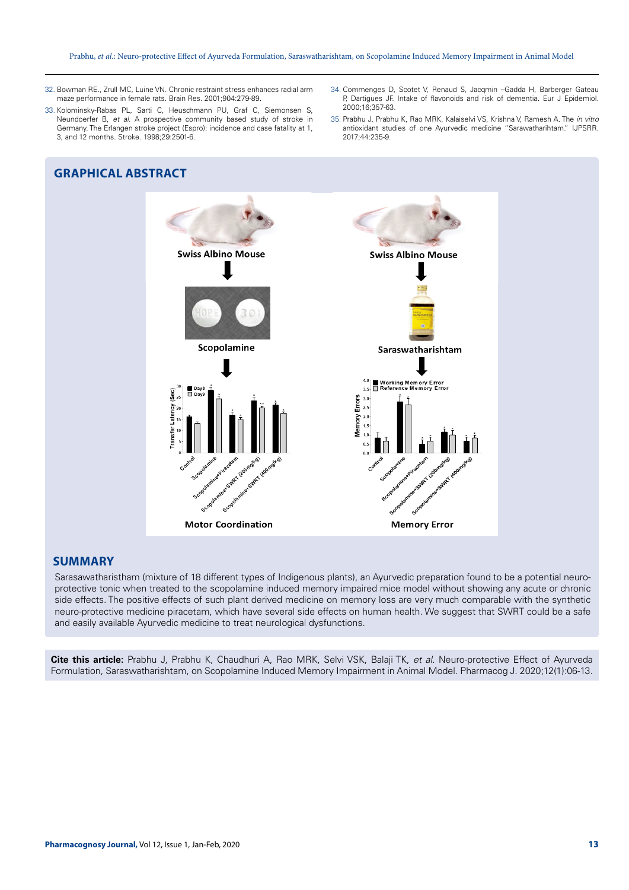32. Bowman RE., Zrull MC, Luine VN. Chronic restraint stress enhances radial arm maze performance in female rats. Brain Res. 2001;904:279-89.
33. Kolominsky-Rabas PL, Sarti C, Heuschmann PU, Graf C, Siemonsen S, Neundoerfer B, *et al.* A prospective community based study of stroke in Germany. The Erlangen stroke project (Espro): incidence and case fatality at 1, 3, and 12 months. Stroke. 1998;29:2501-6.
34. Commenges D, Scotet V, Renaud S, Jacqmin –Gadda H, Barberger Gateau P, Dartigues JF. Intake of flavonoids and risk of dementia. Eur J Epidemiol. 2000;16;357-63.
35. Prabhu J, Prabhu K, Rao MRK, Kalaiselvi VS, Krishna V, Ramesh A. The *in vitro* antioxidant studies of one Ayurvedic medicine "Sarawatharihtam." IJPSRR. 2017;44:235-9.

## GRAPHICAL ABSTRACT

Swiss Albino Mouse

Scopolamine

Transfer Latency (Sec)

Day8

Day9

Control

Scopolamine

Scopolamine+Piracetam

Scopolamine+SWRT (200mg/kg)

Scopolamine+SWRT (400mg/kg)

Motor Coordination

Swiss Albino Mouse

Saraswatharishtam

Memory Errors

Working Memory Error

Reference Memory Error

Control

Scopolamine

Scopolamine+Piracetam

Scopolamine+SWRT (200mg/kg)

Scopolamine+SWRT (400mg/kg)

Memory Error

## SUMMARY

Sarasawatharistham (mixture of 18 different types of Indigenous plants), an Ayurvedic preparation found to be a potential neuro-protective tonic when treated to the scopolamine induced memory impaired mice model without showing any acute or chronic side effects. The positive effects of such plant derived medicine on memory loss are very much comparable with the synthetic neuro-protective medicine piracetam, which have several side effects on human health. We suggest that SWRT could be a safe and easily available Ayurvedic medicine to treat neurological dysfunctions.

**Cite this article:** Prabhu J, Prabhu K, Chaudhuri A, Rao MRK, Selvi VSK, Balaji TK, *et al.* Neuro-protective Effect of Ayurveda Formulation, Saraswatharishtam, on Scopolamine Induced Memory Impairment in Animal Model. Pharmacog J. 2020;12(1):06-13.